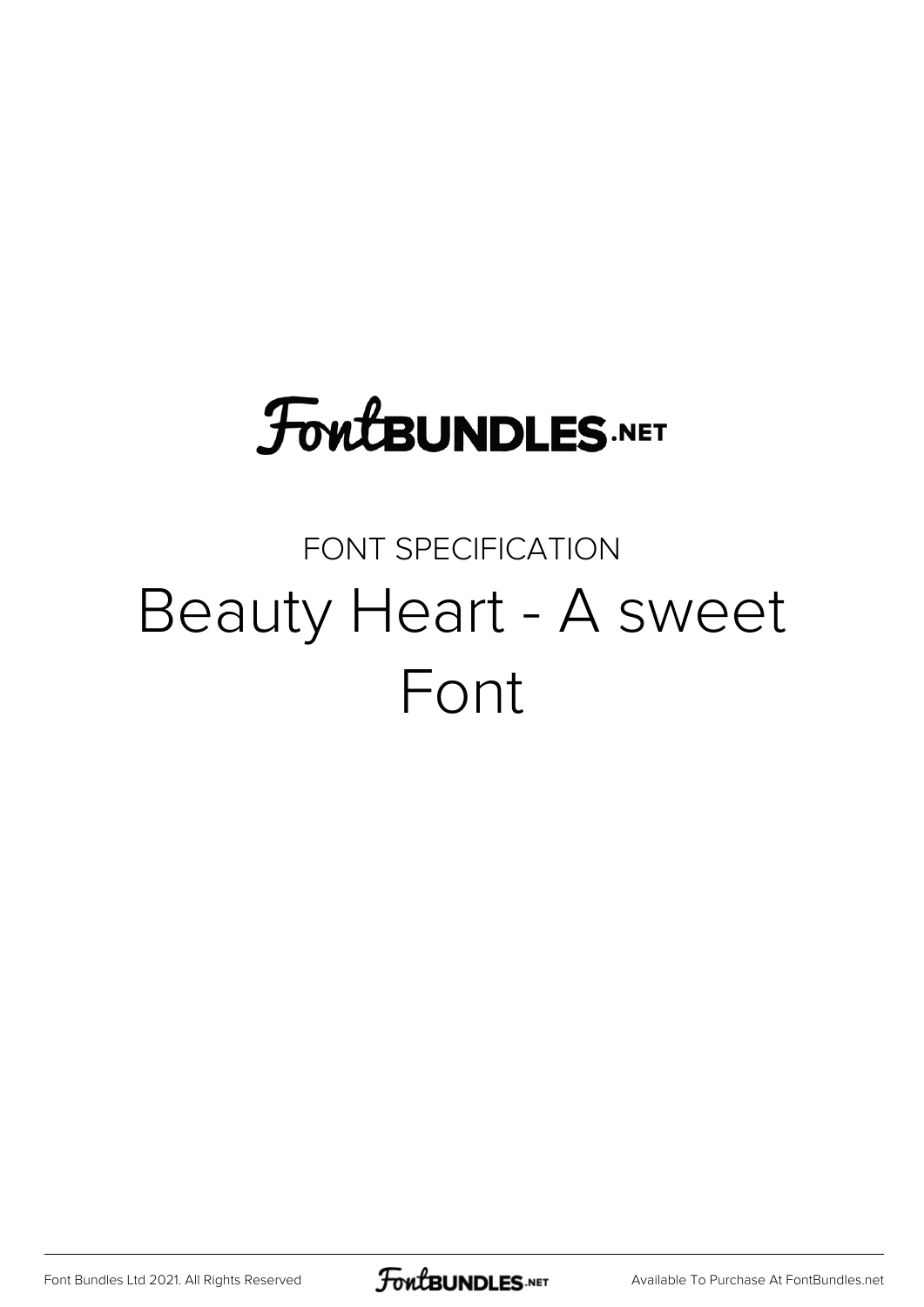FontBUNDLES.NET

FONT SPECIFICATION

# Beauty Heart - A sweet Font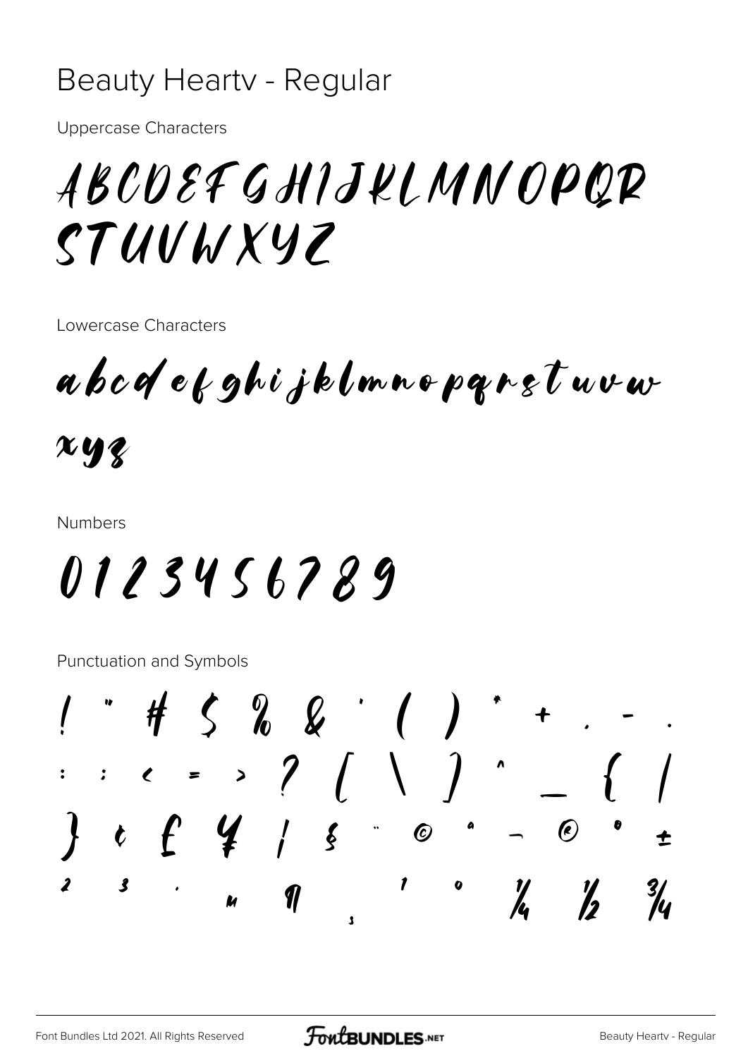# Beauty Heartv - Regular

Uppercase Characters

ABCDEFGHIJKLMNOPQR
STUVWXYZ

Lowercase Characters

abcdefghijklmnopqrstuvw
xyz

Numbers

0123456789

Punctuation and Symbols

! " # $ % & ' ( ) * + , - .
: ; < = > ? [ \ ] ^ _ { |
} ¢ £ ¥ ¦ § ¨ © ª ¬ ® ° ±
² ³ ´ µ ¶ ¸ ¹ º ¼ ½ ¾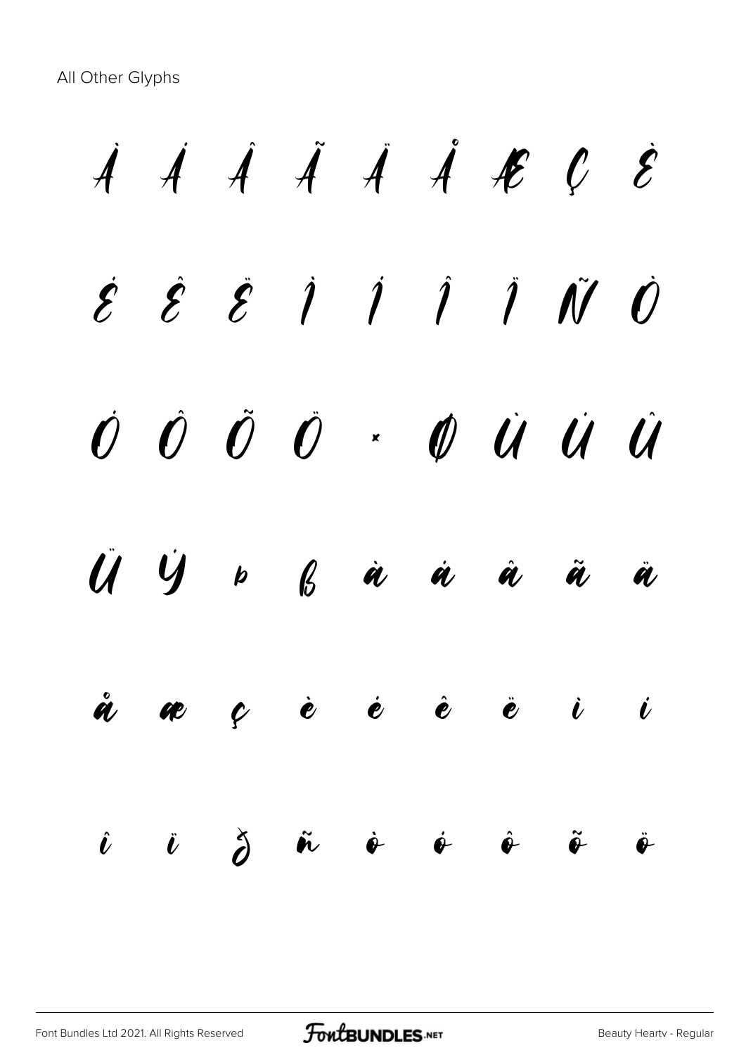All Other Glyphs

À Á Â Ã Ä Å Æ Ç È

É Ê Ë Ì Í Î Ï Ñ Ò

Ó Ô Õ Ö × Ø Ù Ú Û

Ü Ý þ ß à á â ã ä

å æ ç è é ê ë ì í

î ï ð ñ ò ó ô õ ö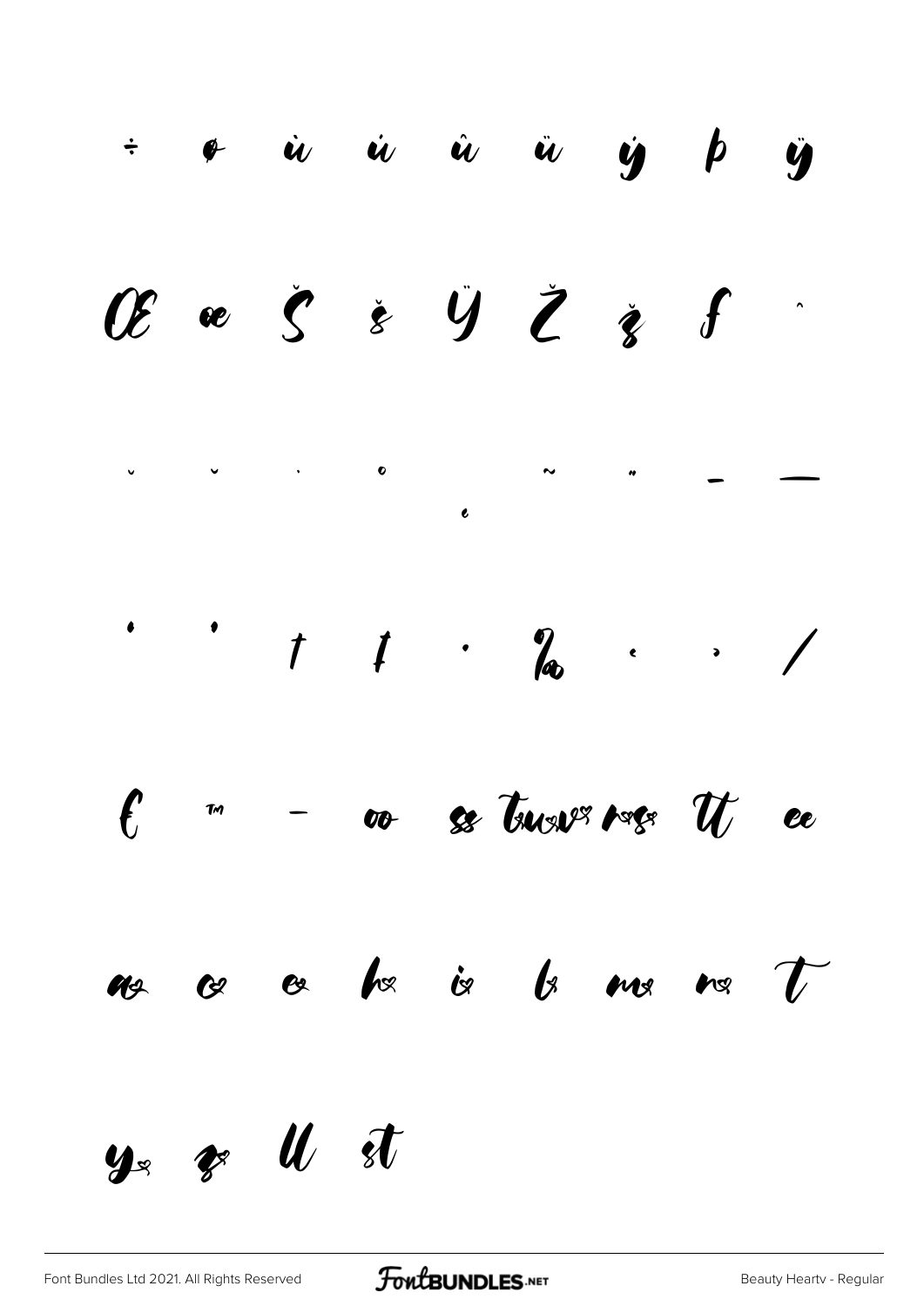÷ ø ù ú û ü ý þ ÿ

Œ œ Š š Ÿ Ž ž ƒ ˆ

ˇ ˘ ˙ ˚ ˛ ˜ ˝ – —

' ' † ‡ • ‰ ‹ › ⁄

€ ™ − oo ss tw rs tt ee

as os es hs is ls ms ns T

ys zs ll st

Font Bundles Ltd 2021. All Rights Reserved

Beauty Heartv - Regular